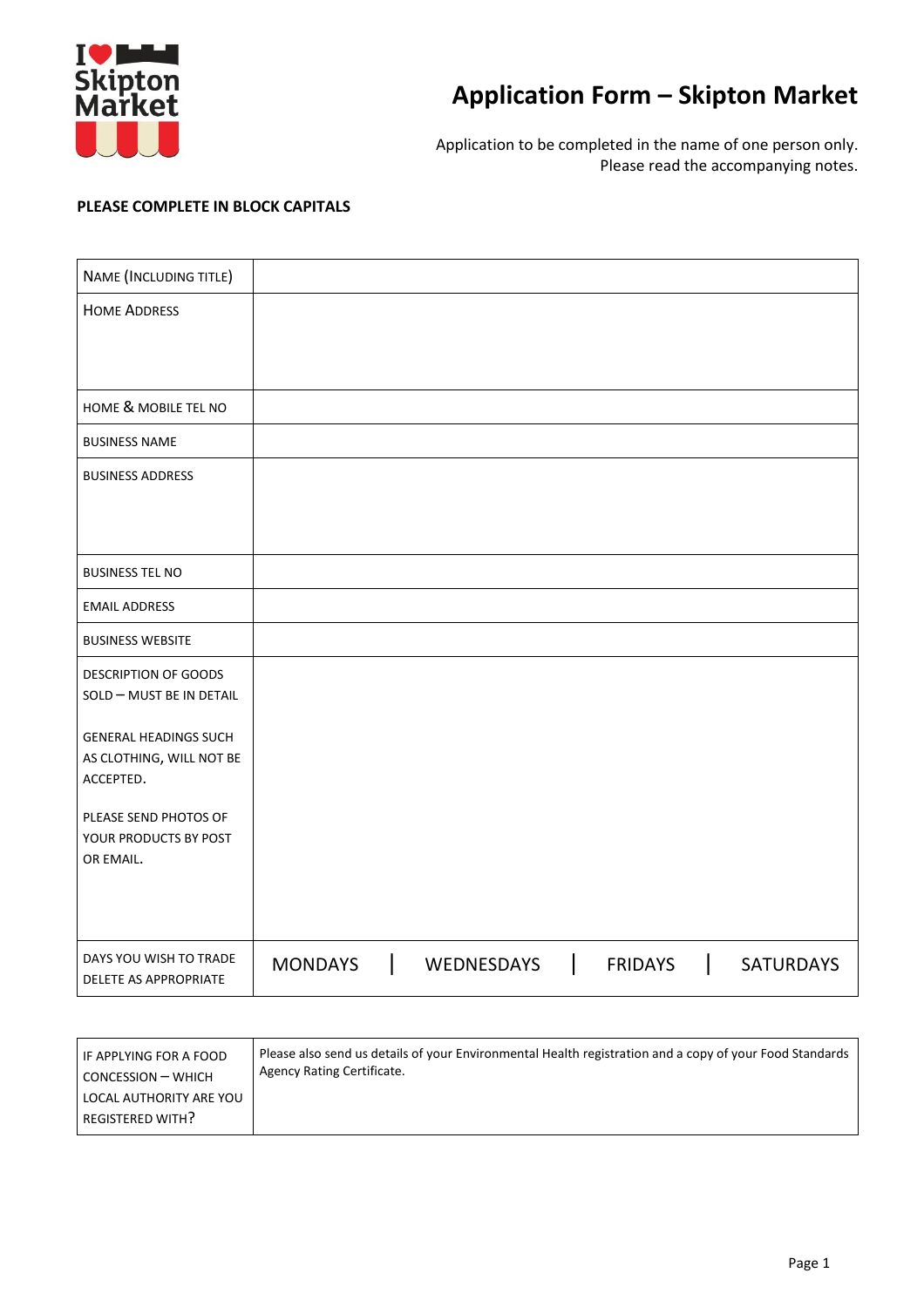# Application Form – Skipton Market

Application to be completed in the name of one person only.
Please read the accompanying notes.

**PLEASE COMPLETE IN BLOCK CAPITALS**

| | |
|---|---|
| NAME (INCLUDING TITLE) | |
| HOME ADDRESS | |
| HOME & MOBILE TEL NO | |
| BUSINESS NAME | |
| BUSINESS ADDRESS | |
| BUSINESS TEL NO | |
| EMAIL ADDRESS | |
| BUSINESS WEBSITE | |
| DESCRIPTION OF GOODS SOLD – MUST BE IN DETAIL<br><br>GENERAL HEADINGS SUCH AS CLOTHING, WILL NOT BE ACCEPTED.<br><br>PLEASE SEND PHOTOS OF YOUR PRODUCTS BY POST OR EMAIL. | |
| DAYS YOU WISH TO TRADE DELETE AS APPROPRIATE | MONDAYS \| WEDNESDAYS \| FRIDAYS \| SATURDAYS |

| | |
|---|---|
| IF APPLYING FOR A FOOD CONCESSION – WHICH LOCAL AUTHORITY ARE YOU REGISTERED WITH? | Please also send us details of your Environmental Health registration and a copy of your Food Standards Agency Rating Certificate. |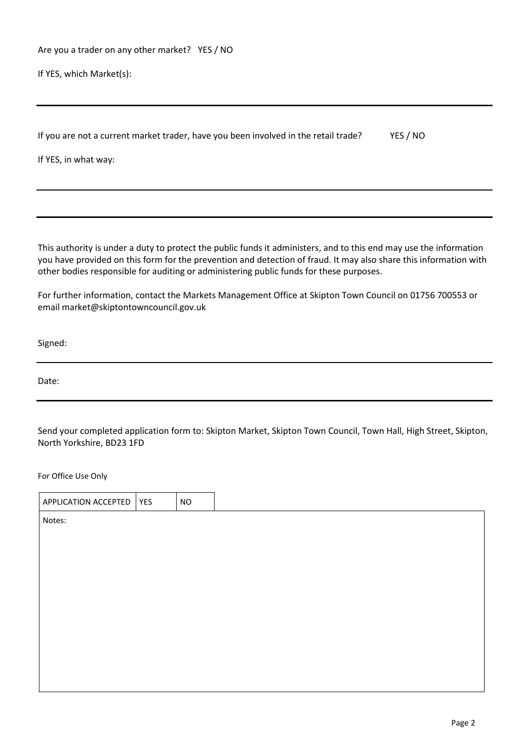Are you a trader on any other market? YES / NO

If YES, which Market(s):

---

If you are not a current market trader, have you been involved in the retail trade? YES / NO

If YES, in what way:

---

---

This authority is under a duty to protect the public funds it administers, and to this end may use the information you have provided on this form for the prevention and detection of fraud. It may also share this information with other bodies responsible for auditing or administering public funds for these purposes.

For further information, contact the Markets Management Office at Skipton Town Council on 01756 700553 or email market@skiptontowncouncil.gov.uk

Signed:

---

Date:

---

Send your completed application form to: Skipton Market, Skipton Town Council, Town Hall, High Street, Skipton, North Yorkshire, BD23 1FD

For Office Use Only

| | | |
|---|---|---|
| APPLICATION ACCEPTED | YES | NO |

| |
|---|
| Notes: |